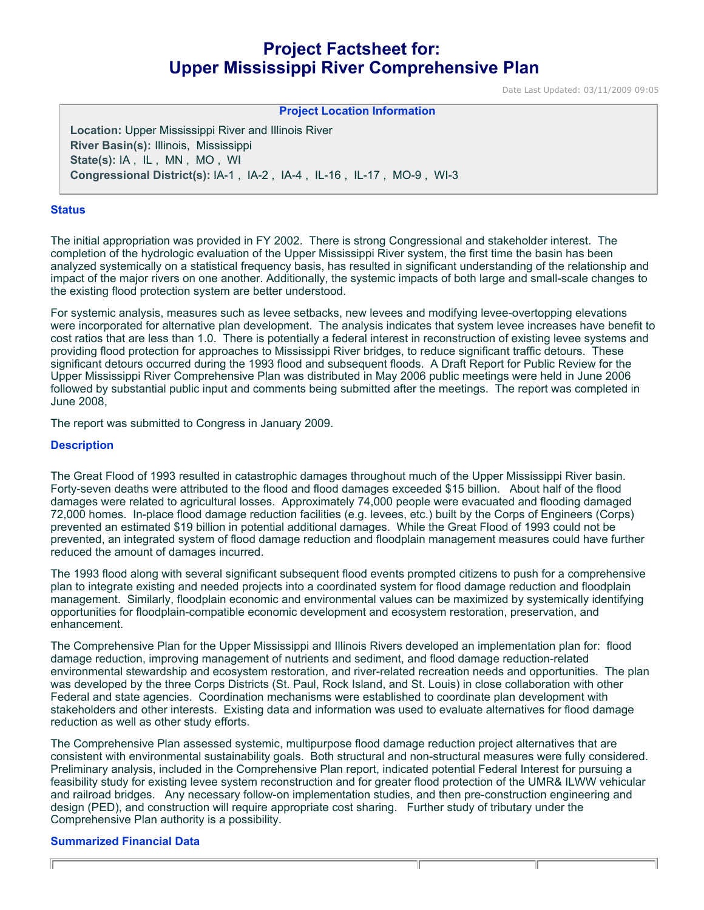# Project Factsheet for: Upper Mississippi River Comprehensive Plan

Date Last Updated: 03/11/2009 09:05

### Project Location Information

**Location:** Upper Mississippi River and Illinois River
**River Basin(s):** Illinois, Mississippi
**State(s):** IA , IL , MN , MO , WI
**Congressional District(s):** IA-1 , IA-2 , IA-4 , IL-16 , IL-17 , MO-9 , WI-3

## Status

The initial appropriation was provided in FY 2002. There is strong Congressional and stakeholder interest. The completion of the hydrologic evaluation of the Upper Mississippi River system, the first time the basin has been analyzed systemically on a statistical frequency basis, has resulted in significant understanding of the relationship and impact of the major rivers on one another. Additionally, the systemic impacts of both large and small-scale changes to the existing flood protection system are better understood.

For systemic analysis, measures such as levee setbacks, new levees and modifying levee-overtopping elevations were incorporated for alternative plan development. The analysis indicates that system levee increases have benefit to cost ratios that are less than 1.0. There is potentially a federal interest in reconstruction of existing levee systems and providing flood protection for approaches to Mississippi River bridges, to reduce significant traffic detours. These significant detours occurred during the 1993 flood and subsequent floods. A Draft Report for Public Review for the Upper Mississippi River Comprehensive Plan was distributed in May 2006 public meetings were held in June 2006 followed by substantial public input and comments being submitted after the meetings. The report was completed in June 2008,

The report was submitted to Congress in January 2009.

## Description

The Great Flood of 1993 resulted in catastrophic damages throughout much of the Upper Mississippi River basin. Forty-seven deaths were attributed to the flood and flood damages exceeded $15 billion. About half of the flood damages were related to agricultural losses. Approximately 74,000 people were evacuated and flooding damaged 72,000 homes. In-place flood damage reduction facilities (e.g. levees, etc.) built by the Corps of Engineers (Corps) prevented an estimated $19 billion in potential additional damages. While the Great Flood of 1993 could not be prevented, an integrated system of flood damage reduction and floodplain management measures could have further reduced the amount of damages incurred.

The 1993 flood along with several significant subsequent flood events prompted citizens to push for a comprehensive plan to integrate existing and needed projects into a coordinated system for flood damage reduction and floodplain management. Similarly, floodplain economic and environmental values can be maximized by systemically identifying opportunities for floodplain-compatible economic development and ecosystem restoration, preservation, and enhancement.

The Comprehensive Plan for the Upper Mississippi and Illinois Rivers developed an implementation plan for: flood damage reduction, improving management of nutrients and sediment, and flood damage reduction-related environmental stewardship and ecosystem restoration, and river-related recreation needs and opportunities. The plan was developed by the three Corps Districts (St. Paul, Rock Island, and St. Louis) in close collaboration with other Federal and state agencies. Coordination mechanisms were established to coordinate plan development with stakeholders and other interests. Existing data and information was used to evaluate alternatives for flood damage reduction as well as other study efforts.

The Comprehensive Plan assessed systemic, multipurpose flood damage reduction project alternatives that are consistent with environmental sustainability goals. Both structural and non-structural measures were fully considered. Preliminary analysis, included in the Comprehensive Plan report, indicated potential Federal Interest for pursuing a feasibility study for existing levee system reconstruction and for greater flood protection of the UMR& ILWW vehicular and railroad bridges. Any necessary follow-on implementation studies, and then pre-construction engineering and design (PED), and construction will require appropriate cost sharing. Further study of tributary under the Comprehensive Plan authority is a possibility.

## Summarized Financial Data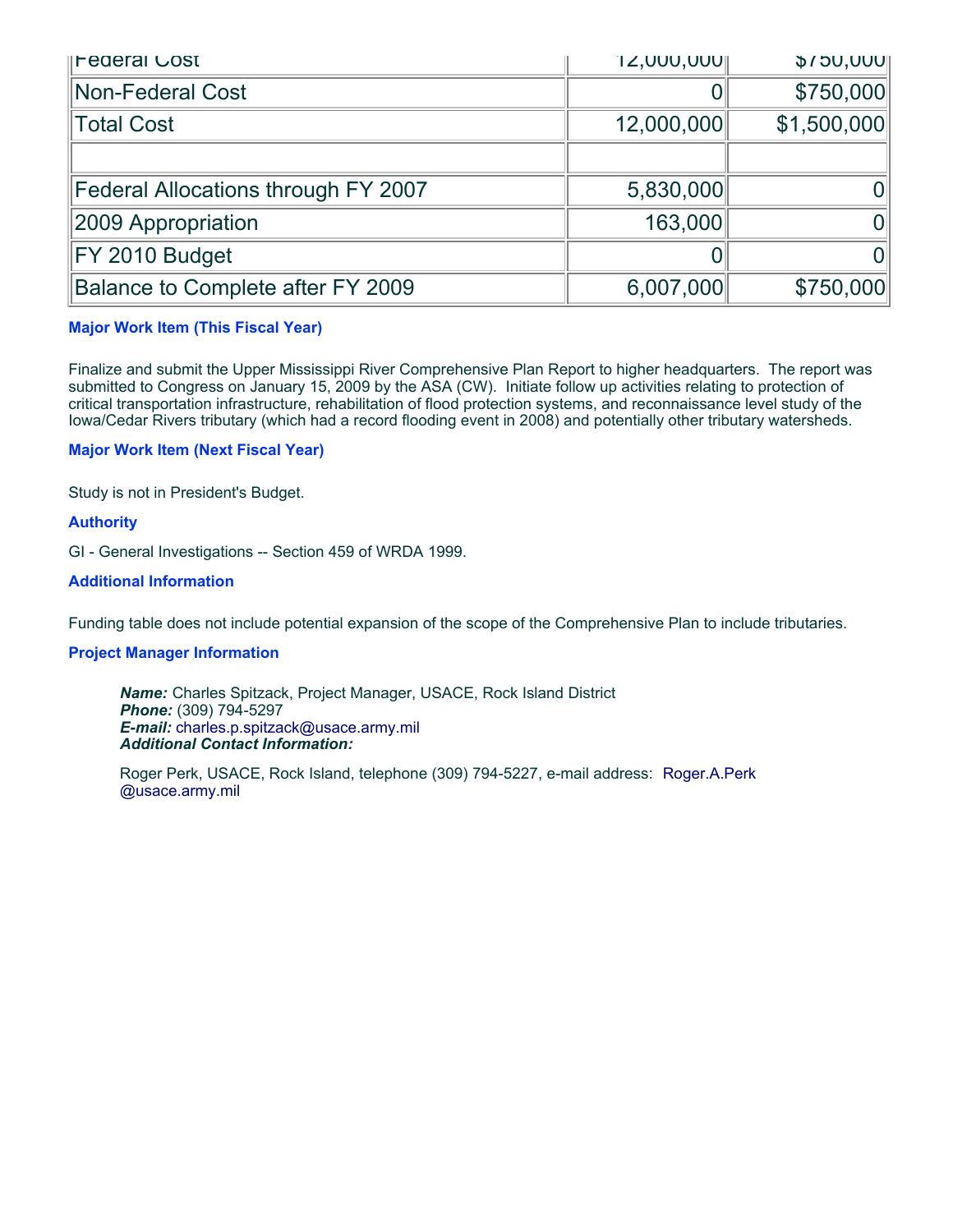| | | |
|---|---|---|
| Federal Cost | 12,000,000 | $750,000 |
| Non-Federal Cost | 0 | $750,000 |
| Total Cost | 12,000,000 | $1,500,000 |
| | | |
| Federal Allocations through FY 2007 | 5,830,000 | 0 |
| 2009 Appropriation | 163,000 | 0 |
| FY 2010 Budget | 0 | 0 |
| Balance to Complete after FY 2009 | 6,007,000 | $750,000 |

**Major Work Item (This Fiscal Year)**

Finalize and submit the Upper Mississippi River Comprehensive Plan Report to higher headquarters. The report was submitted to Congress on January 15, 2009 by the ASA (CW). Initiate follow up activities relating to protection of critical transportation infrastructure, rehabilitation of flood protection systems, and reconnaissance level study of the Iowa/Cedar Rivers tributary (which had a record flooding event in 2008) and potentially other tributary watersheds.

**Major Work Item (Next Fiscal Year)**

Study is not in President's Budget.

**Authority**

GI - General Investigations -- Section 459 of WRDA 1999.

**Additional Information**

Funding table does not include potential expansion of the scope of the Comprehensive Plan to include tributaries.

**Project Manager Information**

***Name:*** Charles Spitzack, Project Manager, USACE, Rock Island District
***Phone:*** (309) 794-5297
***E-mail:*** charles.p.spitzack@usace.army.mil
***Additional Contact Information:***

Roger Perk, USACE, Rock Island, telephone (309) 794-5227, e-mail address: Roger.A.Perk@usace.army.mil